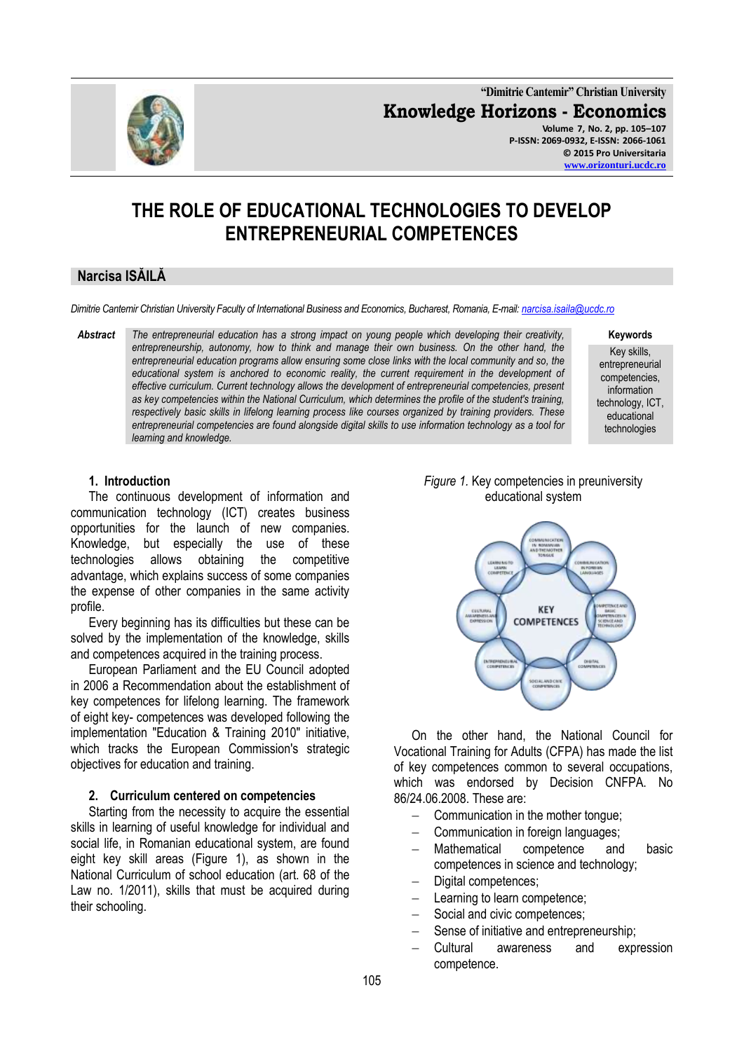# THE ROLE OF EDUCATIONAL TECHNOLOGIES TO DEVELOP ENTREPRENEURIAL COMPETENCES

## Narcisa ISĂILĂ

*Dimitrie Cantemir Christian University Faculty of International Business and Economics, Bucharest, Romania, E-mail: narcisa.isaila@ucdc.ro*

**Abstract** *The entrepreneurial education has a strong impact on young people which developing their creativity, entrepreneurship, autonomy, how to think and manage their own business. On the other hand, the entrepreneurial education programs allow ensuring some close links with the local community and so, the educational system is anchored to economic reality, the current requirement in the development of effective curriculum. Current technology allows the development of entrepreneurial competencies, present as key competencies within the National Curriculum, which determines the profile of the student's training, respectively basic skills in lifelong learning process like courses organized by training providers. These entrepreneurial competencies are found alongside digital skills to use information technology as a tool for learning and knowledge.*

**Keywords**
Key skills, entrepreneurial competencies, information technology, ICT, educational technologies

### 1. Introduction

The continuous development of information and communication technology (ICT) creates business opportunities for the launch of new companies. Knowledge, but especially the use of these technologies allows obtaining the competitive advantage, which explains success of some companies the expense of other companies in the same activity profile.

Every beginning has its difficulties but these can be solved by the implementation of the knowledge, skills and competences acquired in the training process.

European Parliament and the EU Council adopted in 2006 a Recommendation about the establishment of key competences for lifelong learning. The framework of eight key- competences was developed following the implementation "Education & Training 2010" initiative, which tracks the European Commission's strategic objectives for education and training.

### 2. Curriculum centered on competences

Starting from the necessity to acquire the essential skills in learning of useful knowledge for individual and social life, in Romanian educational system, are found eight key skill areas (Figure 1), as shown in the National Curriculum of school education (art. 68 of the Law no. 1/2011), skills that must be acquired during their schooling.

*Figure 1.* Key competencies in preuniversity educational system

On the other hand, the National Council for Vocational Training for Adults (CFPA) has made the list of key competences common to several occupations, which was endorsed by Decision CNFPA. No 86/24.06.2008. These are:

- Communication in the mother tongue;
- Communication in foreign languages;
- Mathematical competence and basic competences in science and technology;
- Digital competences;
- Learning to learn competence;
- Social and civic competences;
- Sense of initiative and entrepreneurship;
- Cultural awareness and expression competence.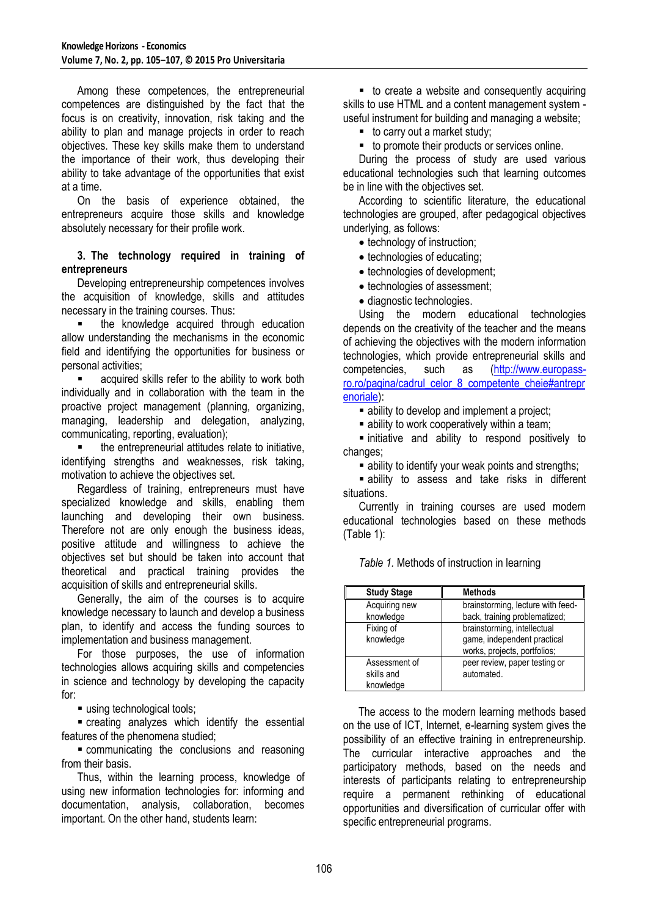Among these competences, the entrepreneurial competences are distinguished by the fact that the focus is on creativity, innovation, risk taking and the ability to plan and manage projects in order to reach objectives. These key skills make them to understand the importance of their work, thus developing their ability to take advantage of the opportunities that exist at a time.

On the basis of experience obtained, the entrepreneurs acquire those skills and knowledge absolutely necessary for their profile work.

**3. The technology required in training of entrepreneurs**

Developing entrepreneurship competences involves the acquisition of knowledge, skills and attitudes necessary in the training courses. Thus:

- the knowledge acquired through education allow understanding the mechanisms in the economic field and identifying the opportunities for business or personal activities;
- acquired skills refer to the ability to work both individually and in collaboration with the team in the proactive project management (planning, organizing, managing, leadership and delegation, analyzing, communicating, reporting, evaluation);
- the entrepreneurial attitudes relate to initiative, identifying strengths and weaknesses, risk taking, motivation to achieve the objectives set.

Regardless of training, entrepreneurs must have specialized knowledge and skills, enabling them launching and developing their own business. Therefore not are only enough the business ideas, positive attitude and willingness to achieve the objectives set but should be taken into account that theoretical and practical training provides the acquisition of skills and entrepreneurial skills.

Generally, the aim of the courses is to acquire knowledge necessary to launch and develop a business plan, to identify and access the funding sources to implementation and business management.

For those purposes, the use of information technologies allows acquiring skills and competences in science and technology by developing the capacity for:

- using technological tools;
- creating analyzes which identify the essential features of the phenomena studied;
- communicating the conclusions and reasoning from their basis.

Thus, within the learning process, knowledge of using new information technologies for: informing and documentation, analysis, collaboration, becomes important. On the other hand, students learn:

- to create a website and consequently acquiring skills to use HTML and a content management system - useful instrument for building and managing a website;
- to carry out a market study;
- to promote their products or services online.

During the process of study are used various educational technologies such that learning outcomes be in line with the objectives set.

According to scientific literature, the educational technologies are grouped, after pedagogical objectives underlying, as follows:

- technology of instruction;
- technologies of educating;
- technologies of development;
- technologies of assessment;
- diagnostic technologies.

Using the modern educational technologies depends on the creativity of the teacher and the means of achieving the objectives with the modern information technologies, which provide entrepreneurial skills and competencies, such as (http://www.europass-ro.ro/pagina/cadrul_celor_8_competente_cheie#antreprenoriale):

- ability to develop and implement a project;
- ability to work cooperatively within a team;
- initiative and ability to respond positively to changes;
- ability to identify your weak points and strengths;
- ability to assess and take risks in different situations.

Currently in training courses are used modern educational technologies based on these methods (Table 1):

*Table 1.* Methods of instruction in learning

| Study Stage | Methods |
|---|---|
| Acquiring new knowledge | brainstorming, lecture with feed-back, training problematized; |
| Fixing of knowledge | brainstorming, intellectual game, independent practical works, projects, portfolios; |
| Assessment of skills and knowledge | peer review, paper testing or automated. |

The access to the modern learning methods based on the use of ICT, Internet, e-learning system gives the possibility of an effective training in entrepreneurship. The curricular interactive approaches and the participatory methods, based on the needs and interests of participants relating to entrepreneurship require a permanent rethinking of educational opportunities and diversification of curricular offer with specific entrepreneurial programs.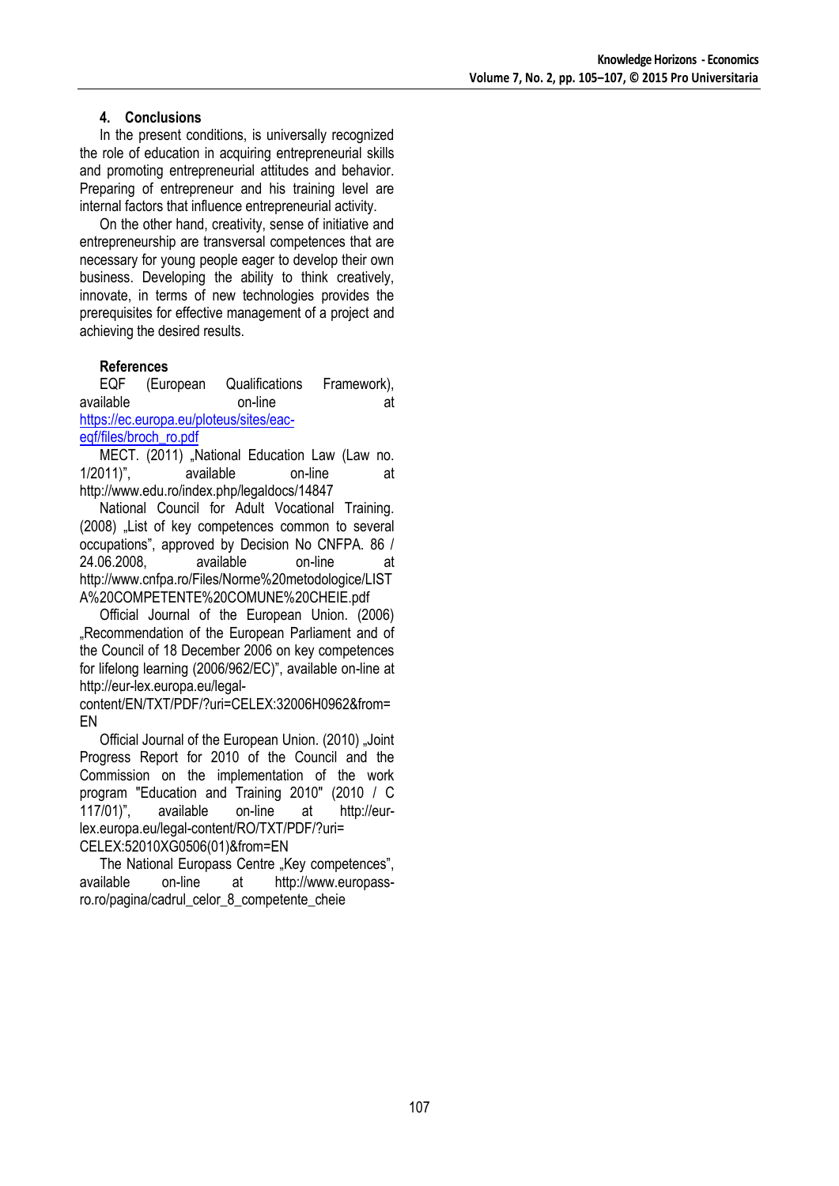## 4. Conclusions

In the present conditions, is universally recognized the role of education in acquiring entrepreneurial skills and promoting entrepreneurial attitudes and behavior. Preparing of entrepreneur and his training level are internal factors that influence entrepreneurial activity.

On the other hand, creativity, sense of initiative and entrepreneurship are transversal competences that are necessary for young people eager to develop their own business. Developing the ability to think creatively, innovate, in terms of new technologies provides the prerequisites for effective management of a project and achieving the desired results.

## References

EQF (European Qualifications Framework), available on-line at https://ec.europa.eu/ploteus/sites/eac-eqf/files/broch_ro.pdf

MECT. (2011) „National Education Law (Law no. 1/2011)", available on-line at http://www.edu.ro/index.php/legaldocs/14847

National Council for Adult Vocational Training. (2008) „List of key competences common to several occupations", approved by Decision No CNFPA. 86 / 24.06.2008, available on-line at http://www.cnfpa.ro/Files/Norme%20metodologice/LISTA%20COMPETENTE%20COMUNE%20CHEIE.pdf

Official Journal of the European Union. (2006) „Recommendation of the European Parliament and of the Council of 18 December 2006 on key competences for lifelong learning (2006/962/EC)", available on-line at http://eur-lex.europa.eu/legal-content/EN/TXT/PDF/?uri=CELEX:32006H0962&from=EN

Official Journal of the European Union. (2010) „Joint Progress Report for 2010 of the Council and the Commission on the implementation of the work program "Education and Training 2010" (2010 / C 117/01)", available on-line at http://eur-lex.europa.eu/legal-content/RO/TXT/PDF/?uri=CELEX:52010XG0506(01)&from=EN

The National Europass Centre „Key competences", available on-line at http://www.europass-ro.ro/pagina/cadrul_celor_8_competente_cheie